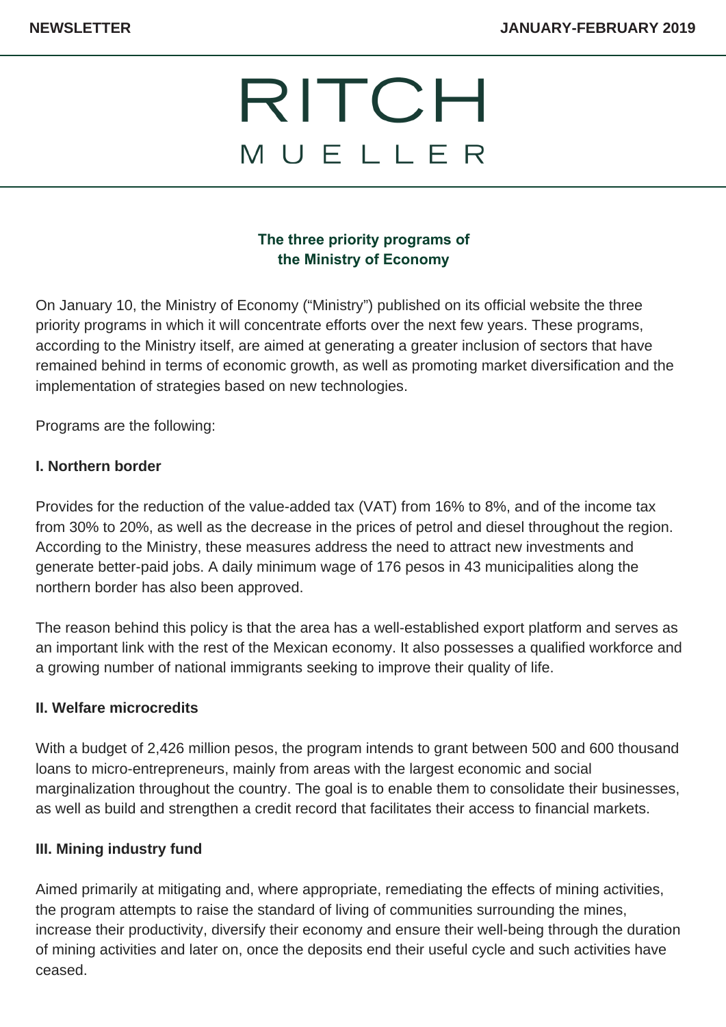# RITCH MUELLER

## The three priority programs of the Ministry of Economy

On January 10, the Ministry of Economy ("Ministry") published on its official website the three priority programs in which it will concentrate efforts over the next few years. These programs, according to the Ministry itself, are aimed at generating a greater inclusion of sectors that have remained behind in terms of economic growth, as well as promoting market diversification and the implementation of strategies based on new technologies.

Programs are the following:

**I. Northern border**

Provides for the reduction of the value-added tax (VAT) from 16% to 8%, and of the income tax from 30% to 20%, as well as the decrease in the prices of petrol and diesel throughout the region. According to the Ministry, these measures address the need to attract new investments and generate better-paid jobs. A daily minimum wage of 176 pesos in 43 municipalities along the northern border has also been approved.

The reason behind this policy is that the area has a well-established export platform and serves as an important link with the rest of the Mexican economy. It also possesses a qualified workforce and a growing number of national immigrants seeking to improve their quality of life.

**II. Welfare microcredits**

With a budget of 2,426 million pesos, the program intends to grant between 500 and 600 thousand loans to micro-entrepreneurs, mainly from areas with the largest economic and social marginalization throughout the country. The goal is to enable them to consolidate their businesses, as well as build and strengthen a credit record that facilitates their access to financial markets.

**III. Mining industry fund**

Aimed primarily at mitigating and, where appropriate, remediating the effects of mining activities, the program attempts to raise the standard of living of communities surrounding the mines, increase their productivity, diversify their economy and ensure their well-being through the duration of mining activities and later on, once the deposits end their useful cycle and such activities have ceased.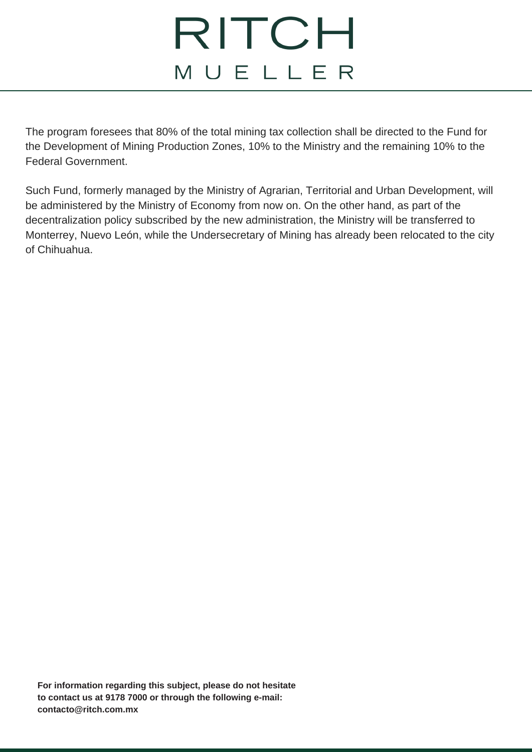The program foresees that 80% of the total mining tax collection shall be directed to the Fund for the Development of Mining Production Zones, 10% to the Ministry and the remaining 10% to the Federal Government.

Such Fund, formerly managed by the Ministry of Agrarian, Territorial and Urban Development, will be administered by the Ministry of Economy from now on. On the other hand, as part of the decentralization policy subscribed by the new administration, the Ministry will be transferred to Monterrey, Nuevo León, while the Undersecretary of Mining has already been relocated to the city of Chihuahua.

**For information regarding this subject, please do not hesitate to contact us at 9178 7000 or through the following e-mail: contacto@ritch.com.mx**